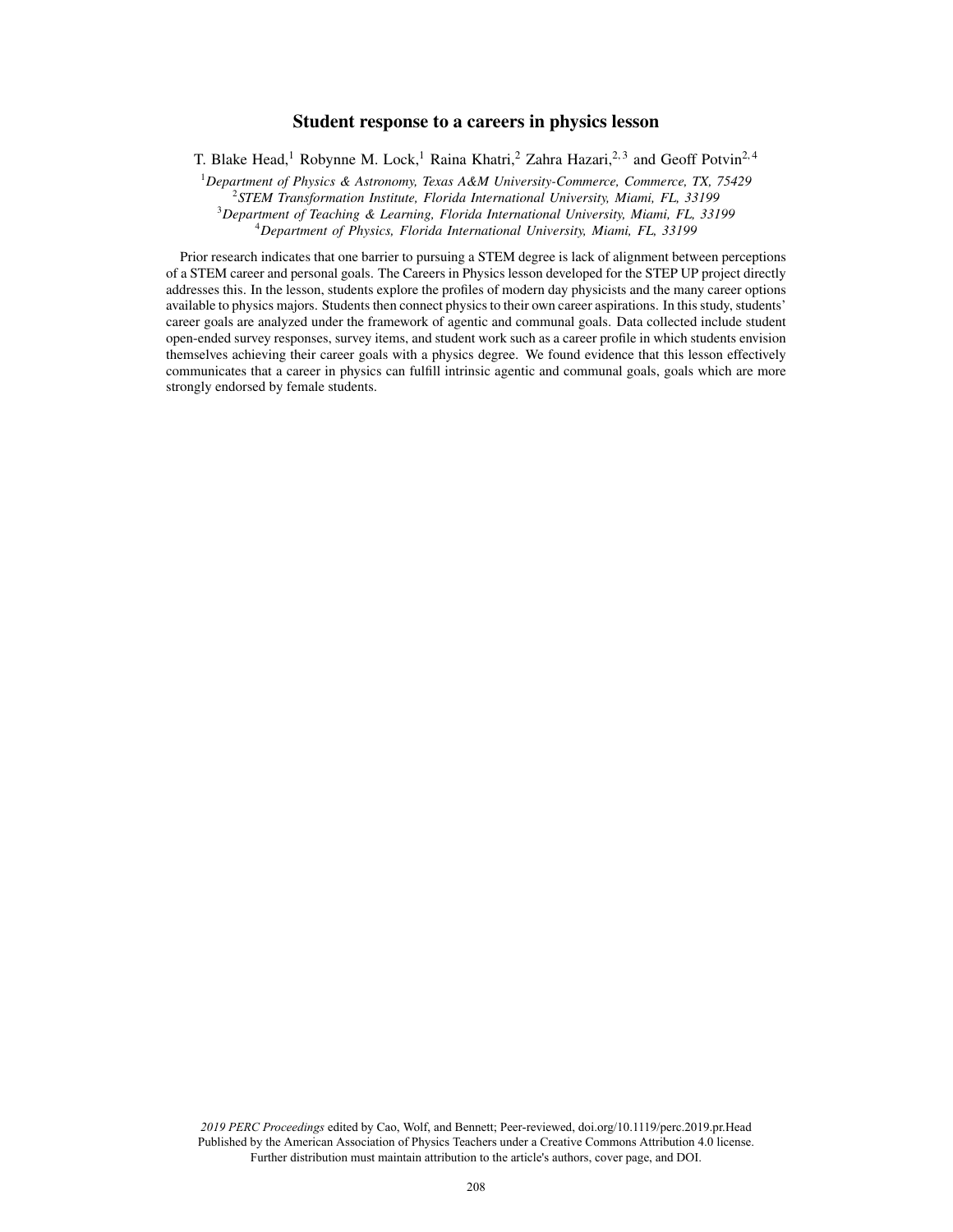# Student response to a careers in physics lesson

T. Blake Head,[1] Robynne M. Lock,[1] Raina Khatri,[2] Zahra Hazari,[2,3] and Geoff Potvin[2,4]

[1]*Department of Physics & Astronomy, Texas A&M University-Commerce, Commerce, TX, 75429*
[2]*STEM Transformation Institute, Florida International University, Miami, FL, 33199*
[3]*Department of Teaching & Learning, Florida International University, Miami, FL, 33199*
[4]*Department of Physics, Florida International University, Miami, FL, 33199*

Prior research indicates that one barrier to pursuing a STEM degree is lack of alignment between perceptions of a STEM career and personal goals. The Careers in Physics lesson developed for the STEP UP project directly addresses this. In the lesson, students explore the profiles of modern day physicists and the many career options available to physics majors. Students then connect physics to their own career aspirations. In this study, students' career goals are analyzed under the framework of agentic and communal goals. Data collected include student open-ended survey responses, survey items, and student work such as a career profile in which students envision themselves achieving their career goals with a physics degree. We found evidence that this lesson effectively communicates that a career in physics can fulfill intrinsic agentic and communal goals, goals which are more strongly endorsed by female students.

*2019 PERC Proceedings* edited by Cao, Wolf, and Bennett; Peer-reviewed, doi.org/10.1119/perc.2019.pr.Head
Published by the American Association of Physics Teachers under a Creative Commons Attribution 4.0 license.
Further distribution must maintain attribution to the article's authors, cover page, and DOI.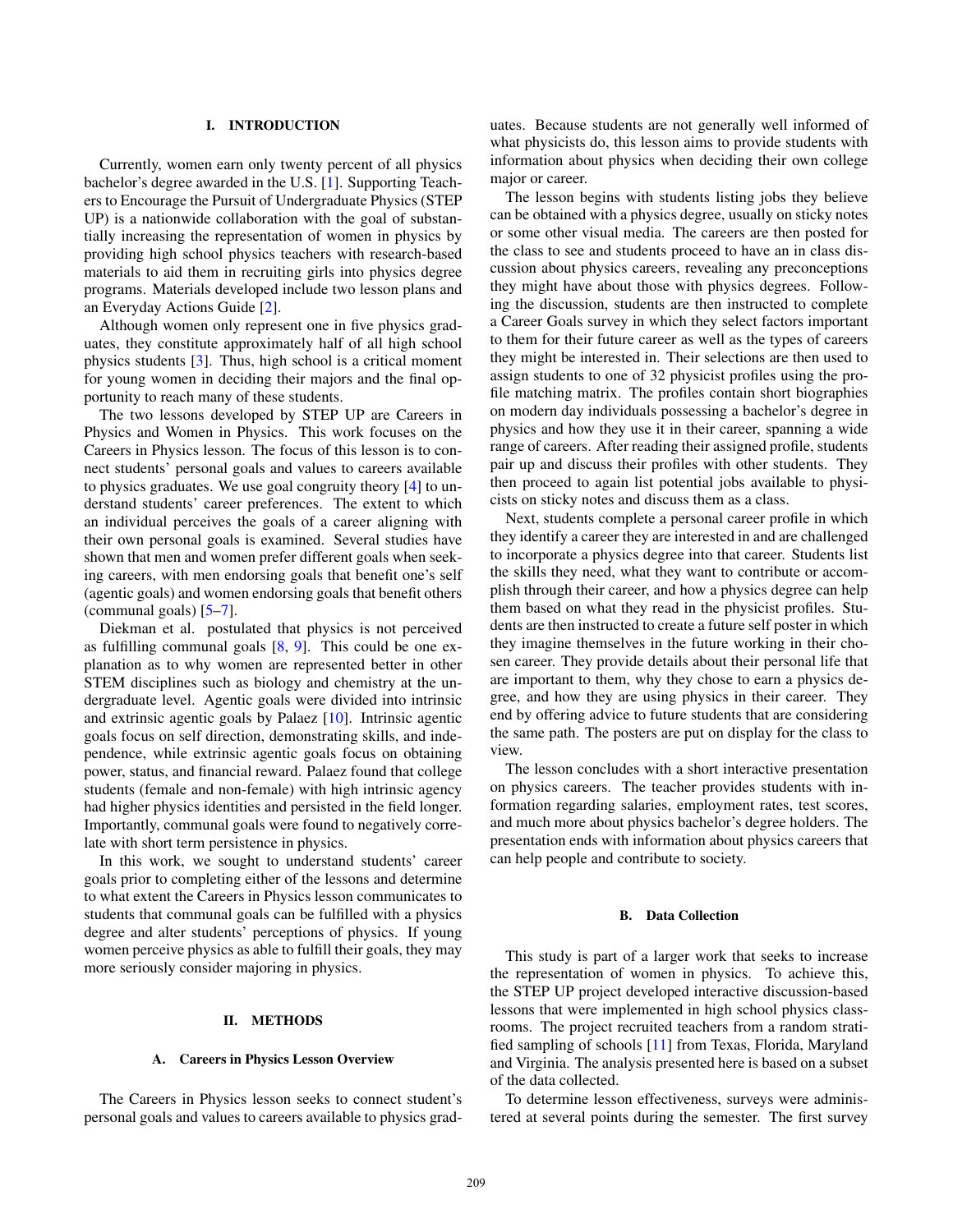## I. INTRODUCTION

Currently, women earn only twenty percent of all physics bachelor's degree awarded in the U.S. [1]. Supporting Teachers to Encourage the Pursuit of Undergraduate Physics (STEP UP) is a nationwide collaboration with the goal of substantially increasing the representation of women in physics by providing high school physics teachers with research-based materials to aid them in recruiting girls into physics degree programs. Materials developed include two lesson plans and an Everyday Actions Guide [2].

Although women only represent one in five physics graduates, they constitute approximately half of all high school physics students [3]. Thus, high school is a critical moment for young women in deciding their majors and the final opportunity to reach many of these students.

The two lessons developed by STEP UP are Careers in Physics and Women in Physics. This work focuses on the Careers in Physics lesson. The focus of this lesson is to connect students' personal goals and values to careers available to physics graduates. We use goal congruity theory [4] to understand students' career preferences. The extent to which an individual perceives the goals of a career aligning with their own personal goals is examined. Several studies have shown that men and women prefer different goals when seeking careers, with men endorsing goals that benefit one's self (agentic goals) and women endorsing goals that benefit others (communal goals) [5–7].

Diekman et al. postulated that physics is not perceived as fulfilling communal goals [8, 9]. This could be one explanation as to why women are represented better in other STEM disciplines such as biology and chemistry at the undergraduate level. Agentic goals were divided into intrinsic and extrinsic agentic goals by Palaez [10]. Intrinsic agentic goals focus on self direction, demonstrating skills, and independence, while extrinsic agentic goals focus on obtaining power, status, and financial reward. Palaez found that college students (female and non-female) with high intrinsic agency had higher physics identities and persisted in the field longer. Importantly, communal goals were found to negatively correlate with short term persistence in physics.

In this work, we sought to understand students' career goals prior to completing either of the lessons and determine to what extent the Careers in Physics lesson communicates to students that communal goals can be fulfilled with a physics degree and alter students' perceptions of physics. If young women perceive physics as able to fulfill their goals, they may more seriously consider majoring in physics.

## II. METHODS

### A. Careers in Physics Lesson Overview

The Careers in Physics lesson seeks to connect student's personal goals and values to careers available to physics graduates. Because students are not generally well informed of what physicists do, this lesson aims to provide students with information about physics when deciding their own college major or career.

The lesson begins with students listing jobs they believe can be obtained with a physics degree, usually on sticky notes or some other visual media. The careers are then posted for the class to see and students proceed to have an in class discussion about physics careers, revealing any preconceptions they might have about those with physics degrees. Following the discussion, students are then instructed to complete a Career Goals survey in which they select factors important to them for their future career as well as the types of careers they might be interested in. Their selections are then used to assign students to one of 32 physicist profiles using the profile matching matrix. The profiles contain short biographies on modern day individuals possessing a bachelor's degree in physics and how they use it in their career, spanning a wide range of careers. After reading their assigned profile, students pair up and discuss their profiles with other students. They then proceed to again list potential jobs available to physicists on sticky notes and discuss them as a class.

Next, students complete a personal career profile in which they identify a career they are interested in and are challenged to incorporate a physics degree into that career. Students list the skills they need, what they want to contribute or accomplish through their career, and how a physics degree can help them based on what they read in the physicist profiles. Students are then instructed to create a future self poster in which they imagine themselves in the future working in their chosen career. They provide details about their personal life that are important to them, why they chose to earn a physics degree, and how they are using physics in their career. They end by offering advice to future students that are considering the same path. The posters are put on display for the class to view.

The lesson concludes with a short interactive presentation on physics careers. The teacher provides students with information regarding salaries, employment rates, test scores, and much more about physics bachelor's degree holders. The presentation ends with information about physics careers that can help people and contribute to society.

### B. Data Collection

This study is part of a larger work that seeks to increase the representation of women in physics. To achieve this, the STEP UP project developed interactive discussion-based lessons that were implemented in high school physics classrooms. The project recruited teachers from a random stratified sampling of schools [11] from Texas, Florida, Maryland and Virginia. The analysis presented here is based on a subset of the data collected.

To determine lesson effectiveness, surveys were administered at several points during the semester. The first survey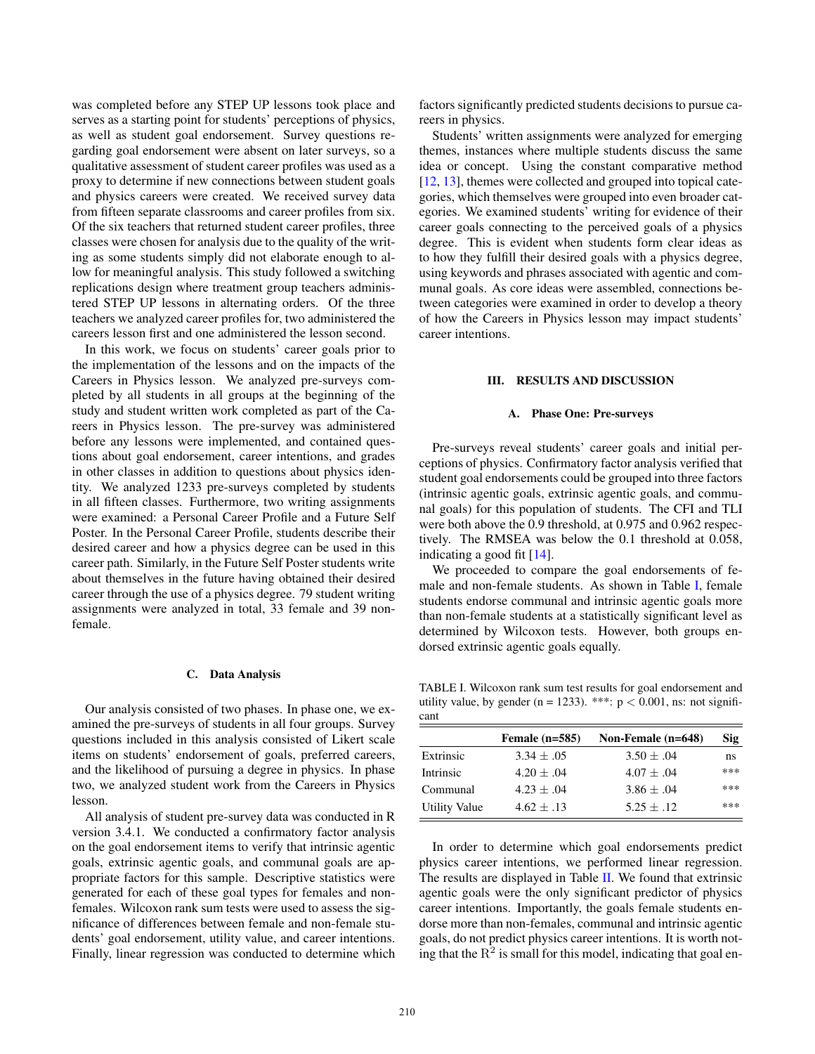was completed before any STEP UP lessons took place and serves as a starting point for students' perceptions of physics, as well as student goal endorsement. Survey questions regarding goal endorsement were absent on later surveys, so a qualitative assessment of student career profiles was used as a proxy to determine if new connections between student goals and physics careers were created. We received survey data from fifteen separate classrooms and career profiles from six. Of the six teachers that returned student career profiles, three classes were chosen for analysis due to the quality of the writing as some students simply did not elaborate enough to allow for meaningful analysis. This study followed a switching replications design where treatment group teachers administered STEP UP lessons in alternating orders. Of the three teachers we analyzed career profiles for, two administered the careers lesson first and one administered the lesson second.

In this work, we focus on students' career goals prior to the implementation of the lessons and on the impacts of the Careers in Physics lesson. We analyzed pre-surveys completed by all students in all groups at the beginning of the study and student written work completed as part of the Careers in Physics lesson. The pre-survey was administered before any lessons were implemented, and contained questions about goal endorsement, career intentions, and grades in other classes in addition to questions about physics identity. We analyzed 1233 pre-surveys completed by students in all fifteen classes. Furthermore, two writing assignments were examined: a Personal Career Profile and a Future Self Poster. In the Personal Career Profile, students describe their desired career and how a physics degree can be used in this career path. Similarly, in the Future Self Poster students write about themselves in the future having obtained their desired career through the use of a physics degree. 79 student writing assignments were analyzed in total, 33 female and 39 non-female.

### C. Data Analysis

Our analysis consisted of two phases. In phase one, we examined the pre-surveys of students in all four groups. Survey questions included in this analysis consisted of Likert scale items on students' endorsement of goals, preferred careers, and the likelihood of pursuing a degree in physics. In phase two, we analyzed student work from the Careers in Physics lesson.

All analysis of student pre-survey data was conducted in R version 3.4.1. We conducted a confirmatory factor analysis on the goal endorsement items to verify that intrinsic agentic goals, extrinsic agentic goals, and communal goals are appropriate factors for this sample. Descriptive statistics were generated for each of these goal types for females and non-females. Wilcoxon rank sum tests were used to assess the significance of differences between female and non-female students' goal endorsement, utility value, and career intentions. Finally, linear regression was conducted to determine which factors significantly predicted students decisions to pursue careers in physics.

Students' written assignments were analyzed for emerging themes, instances where multiple students discuss the same idea or concept. Using the constant comparative method [12, 13], themes were collected and grouped into topical categories, which themselves were grouped into even broader categories. We examined students' writing for evidence of their career goals connecting to the perceived goals of a physics degree. This is evident when students form clear ideas as to how they fulfill their desired goals with a physics degree, using keywords and phrases associated with agentic and communal goals. As core ideas were assembled, connections between categories were examined in order to develop a theory of how the Careers in Physics lesson may impact students' career intentions.

## III. RESULTS AND DISCUSSION

### A. Phase One: Pre-surveys

Pre-surveys reveal students' career goals and initial perceptions of physics. Confirmatory factor analysis verified that student goal endorsements could be grouped into three factors (intrinsic agentic goals, extrinsic agentic goals, and communal goals) for this population of students. The CFI and TLI were both above the 0.9 threshold, at 0.975 and 0.962 respectively. The RMSEA was below the 0.1 threshold at 0.058, indicating a good fit [14].

We proceeded to compare the goal endorsements of female and non-female students. As shown in Table I, female students endorse communal and intrinsic agentic goals more than non-female students at a statistically significant level as determined by Wilcoxon tests. However, both groups endorsed extrinsic agentic goals equally.

TABLE I. Wilcoxon rank sum test results for goal endorsement and utility value, by gender (n = 1233). ***: $p < 0.001$, ns: not significant

| | Female (n=585) | Non-Female (n=648) | Sig |
|---|---|---|---|
| Extrinsic | $3.34 \pm .05$ | $3.50 \pm .04$ | ns |
| Intrinsic | $4.20 \pm .04$ | $4.07 \pm .04$ | *** |
| Communal | $4.23 \pm .04$ | $3.86 \pm .04$ | *** |
| Utility Value | $4.62 \pm .13$ | $5.25 \pm .12$ | *** |

In order to determine which goal endorsements predict physics career intentions, we performed linear regression. The results are displayed in Table II. We found that extrinsic agentic goals were the only significant predictor of physics career intentions. Importantly, the goals female students endorse more than non-females, communal and intrinsic agentic goals, do not predict physics career intentions. It is worth noting that the $R^2$ is small for this model, indicating that goal en-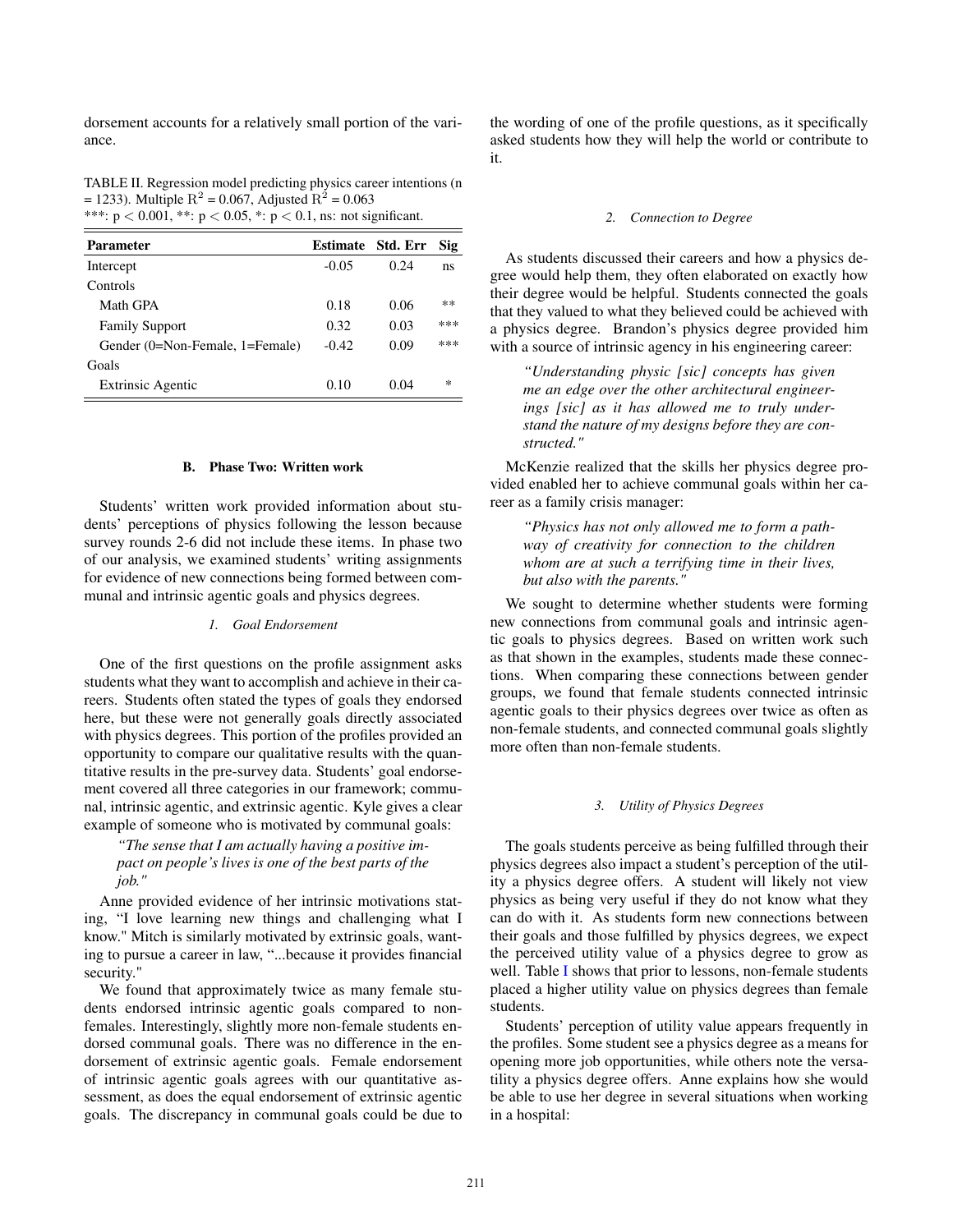dorsement accounts for a relatively small portion of the variance.

TABLE II. Regression model predicting physics career intentions (n = 1233). Multiple $R^2$ = 0.067, Adjusted $R^2$ = 0.063
***: $p < 0.001$, **: $p < 0.05$, *: $p < 0.1$, ns: not significant.

| Parameter | Estimate | Std. Err | Sig |
|---|---|---|---|
| Intercept | -0.05 | 0.24 | ns |
| Controls | | | |
| Math GPA | 0.18 | 0.06 | ** |
| Family Support | 0.32 | 0.03 | *** |
| Gender (0=Non-Female, 1=Female) | -0.42 | 0.09 | *** |
| Goals | | | |
| Extrinsic Agentic | 0.10 | 0.04 | * |

### B. Phase Two: Written work

Students' written work provided information about students' perceptions of physics following the lesson because survey rounds 2-6 did not include these items. In phase two of our analysis, we examined students' writing assignments for evidence of new connections being formed between communal and intrinsic agentic goals and physics degrees.

#### 1. Goal Endorsement

One of the first questions on the profile assignment asks students what they want to accomplish and achieve in their careers. Students often stated the types of goals they endorsed here, but these were not generally goals directly associated with physics degrees. This portion of the profiles provided an opportunity to compare our qualitative results with the quantitative results in the pre-survey data. Students' goal endorsement covered all three categories in our framework; communal, intrinsic agentic, and extrinsic agentic. Kyle gives a clear example of someone who is motivated by communal goals:

> *"The sense that I am actually having a positive impact on people's lives is one of the best parts of the job."*

Anne provided evidence of her intrinsic motivations stating, "I love learning new things and challenging what I know." Mitch is similarly motivated by extrinsic goals, wanting to pursue a career in law, "...because it provides financial security."

We found that approximately twice as many female students endorsed intrinsic agentic goals compared to non-females. Interestingly, slightly more non-female students endorsed communal goals. There was no difference in the endorsement of extrinsic agentic goals. Female endorsement of intrinsic agentic goals agrees with our quantitative assessment, as does the equal endorsement of extrinsic agentic goals. The discrepancy in communal goals could be due to the wording of one of the profile questions, as it specifically asked students how they will help the world or contribute to it.

#### 2. Connection to Degree

As students discussed their careers and how a physics degree would help them, they often elaborated on exactly how their degree would be helpful. Students connected the goals that they valued to what they believed could be achieved with a physics degree. Brandon's physics degree provided him with a source of intrinsic agency in his engineering career:

> *"Understanding physic [sic] concepts has given me an edge over the other architectural engineerings [sic] as it has allowed me to truly understand the nature of my designs before they are constructed."*

McKenzie realized that the skills her physics degree provided enabled her to achieve communal goals within her career as a family crisis manager:

> *"Physics has not only allowed me to form a pathway of creativity for connection to the children whom are at such a terrifying time in their lives, but also with the parents."*

We sought to determine whether students were forming new connections from communal goals and intrinsic agentic goals to physics degrees. Based on written work such as that shown in the examples, students made these connections. When comparing these connections between gender groups, we found that female students connected intrinsic agentic goals to their physics degrees over twice as often as non-female students, and connected communal goals slightly more often than non-female students.

#### 3. Utility of Physics Degrees

The goals students perceive as being fulfilled through their physics degrees also impact a student's perception of the utility a physics degree offers. A student will likely not view physics as being very useful if they do not know what they can do with it. As students form new connections between their goals and those fulfilled by physics degrees, we expect the perceived utility value of a physics degree to grow as well. Table I shows that prior to lessons, non-female students placed a higher utility value on physics degrees than female students.

Students' perception of utility value appears frequently in the profiles. Some student see a physics degree as a means for opening more job opportunities, while others note the versatility a physics degree offers. Anne explains how she would be able to use her degree in several situations when working in a hospital: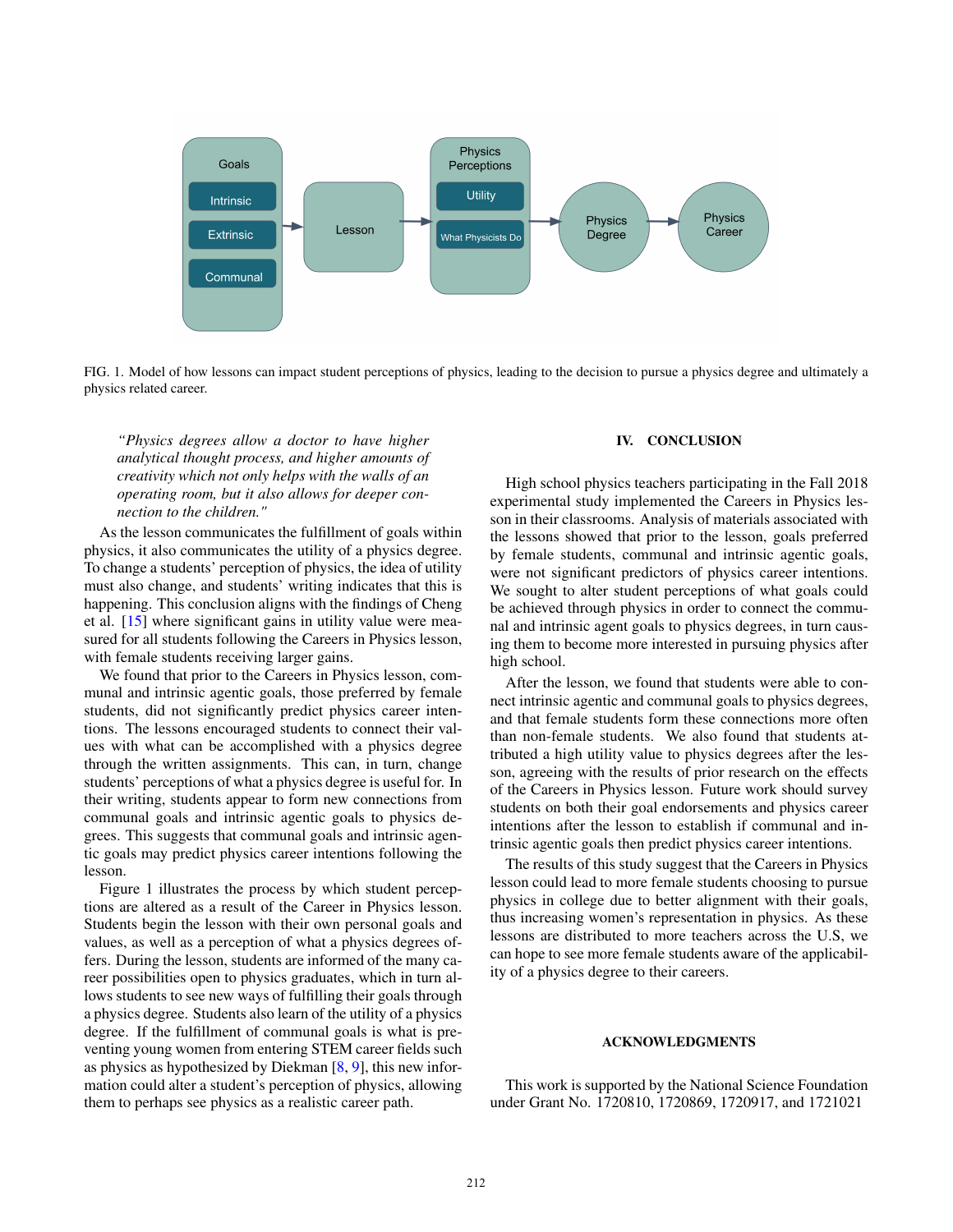FIG. 1. Model of how lessons can impact student perceptions of physics, leading to the decision to pursue a physics degree and ultimately a physics related career.

> *"Physics degrees allow a doctor to have higher analytical thought process, and higher amounts of creativity which not only helps with the walls of an operating room, but it also allows for deeper connection to the children."*

As the lesson communicates the fulfillment of goals within physics, it also communicates the utility of a physics degree. To change a students' perception of physics, the idea of utility must also change, and students' writing indicates that this is happening. This conclusion aligns with the findings of Cheng et al. [15] where significant gains in utility value were measured for all students following the Careers in Physics lesson, with female students receiving larger gains.

We found that prior to the Careers in Physics lesson, communal and intrinsic agentic goals, those preferred by female students, did not significantly predict physics career intentions. The lessons encouraged students to connect their values with what can be accomplished with a physics degree through the written assignments. This can, in turn, change students' perceptions of what a physics degree is useful for. In their writing, students appear to form new connections from communal goals and intrinsic agentic goals to physics degrees. This suggests that communal goals and intrinsic agentic goals may predict physics career intentions following the lesson.

Figure 1 illustrates the process by which student perceptions are altered as a result of the Career in Physics lesson. Students begin the lesson with their own personal goals and values, as well as a perception of what a physics degrees offers. During the lesson, students are informed of the many career possibilities open to physics graduates, which in turn allows students to see new ways of fulfilling their goals through a physics degree. Students also learn of the utility of a physics degree. If the fulfillment of communal goals is what is preventing young women from entering STEM career fields such as physics as hypothesized by Diekman [8, 9], this new information could alter a student's perception of physics, allowing them to perhaps see physics as a realistic career path.

## IV. CONCLUSION

High school physics teachers participating in the Fall 2018 experimental study implemented the Careers in Physics lesson in their classrooms. Analysis of materials associated with the lessons showed that prior to the lesson, goals preferred by female students, communal and intrinsic agentic goals, were not significant predictors of physics career intentions. We sought to alter student perceptions of what goals could be achieved through physics in order to connect the communal and intrinsic agent goals to physics degrees, in turn causing them to become more interested in pursuing physics after high school.

After the lesson, we found that students were able to connect intrinsic agentic and communal goals to physics degrees, and that female students form these connections more often than non-female students. We also found that students attributed a high utility value to physics degrees after the lesson, agreeing with the results of prior research on the effects of the Careers in Physics lesson. Future work should survey students on both their goal endorsements and physics career intentions after the lesson to establish if communal and intrinsic agentic goals then predict physics career intentions.

The results of this study suggest that the Careers in Physics lesson could lead to more female students choosing to pursue physics in college due to better alignment with their goals, thus increasing women's representation in physics. As these lessons are distributed to more teachers across the U.S, we can hope to see more female students aware of the applicability of a physics degree to their careers.

## ACKNOWLEDGMENTS

This work is supported by the National Science Foundation under Grant No. 1720810, 1720869, 1720917, and 1721021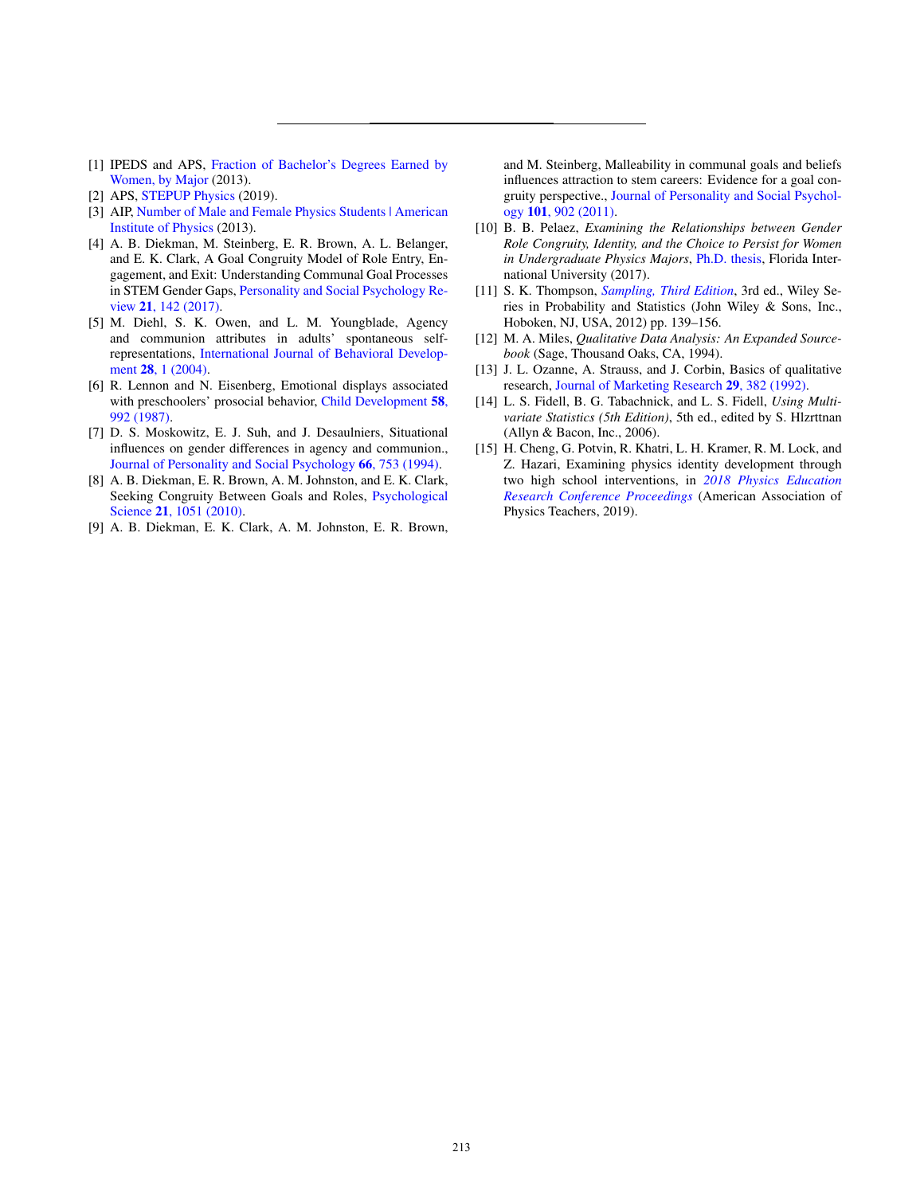[1] IPEDS and APS, Fraction of Bachelor's Degrees Earned by Women, by Major (2013).

[2] APS, STEPUP Physics (2019).

[3] AIP, Number of Male and Female Physics Students | American Institute of Physics (2013).

[4] A. B. Diekman, M. Steinberg, E. R. Brown, A. L. Belanger, and E. K. Clark, A Goal Congruity Model of Role Entry, Engagement, and Exit: Understanding Communal Goal Processes in STEM Gender Gaps, Personality and Social Psychology Review **21**, 142 (2017).

[5] M. Diehl, S. K. Owen, and L. M. Youngblade, Agency and communion attributes in adults' spontaneous self-representations, International Journal of Behavioral Development **28**, 1 (2004).

[6] R. Lennon and N. Eisenberg, Emotional displays associated with preschoolers' prosocial behavior, Child Development **58**, 992 (1987).

[7] D. S. Moskowitz, E. J. Suh, and J. Desaulniers, Situational influences on gender differences in agency and communion., Journal of Personality and Social Psychology **66**, 753 (1994).

[8] A. B. Diekman, E. R. Brown, A. M. Johnston, and E. K. Clark, Seeking Congruity Between Goals and Roles, Psychological Science **21**, 1051 (2010).

[9] A. B. Diekman, E. K. Clark, A. M. Johnston, E. R. Brown, and M. Steinberg, Malleability in communal goals and beliefs influences attraction to stem careers: Evidence for a goal congruity perspective., Journal of Personality and Social Psychology **101**, 902 (2011).

[10] B. B. Pelaez, *Examining the Relationships between Gender Role Congruity, Identity, and the Choice to Persist for Women in Undergraduate Physics Majors*, Ph.D. thesis, Florida International University (2017).

[11] S. K. Thompson, *Sampling, Third Edition*, 3rd ed., Wiley Series in Probability and Statistics (John Wiley & Sons, Inc., Hoboken, NJ, USA, 2012) pp. 139–156.

[12] M. A. Miles, *Qualitative Data Analysis: An Expanded Sourcebook* (Sage, Thousand Oaks, CA, 1994).

[13] J. L. Ozanne, A. Strauss, and J. Corbin, Basics of qualitative research, Journal of Marketing Research **29**, 382 (1992).

[14] L. S. Fidell, B. G. Tabachnick, and L. S. Fidell, *Using Multivariate Statistics (5th Edition)*, 5th ed., edited by S. Hlzrttnan (Allyn & Bacon, Inc., 2006).

[15] H. Cheng, G. Potvin, R. Khatri, L. H. Kramer, R. M. Lock, and Z. Hazari, Examining physics identity development through two high school interventions, in *2018 Physics Education Research Conference Proceedings* (American Association of Physics Teachers, 2019).